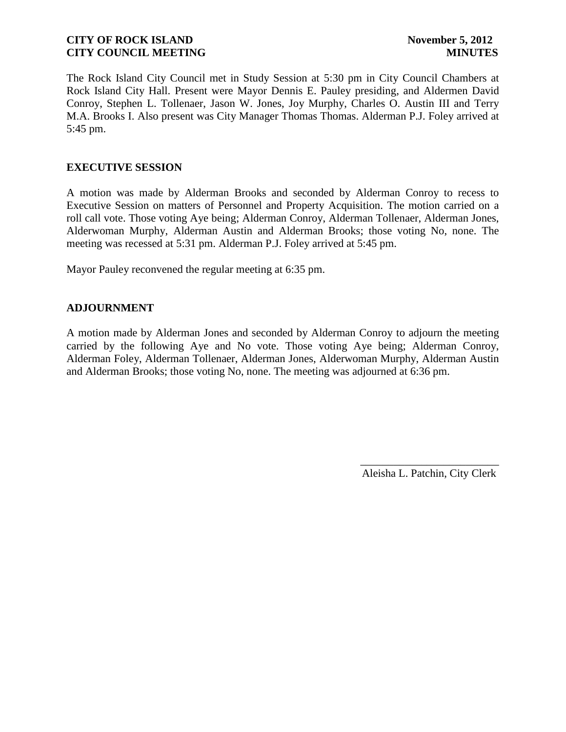**CITY OF ROCK ISLAND** **November 5, 2012**
**CITY COUNCIL MEETING** **MINUTES**

The Rock Island City Council met in Study Session at 5:30 pm in City Council Chambers at Rock Island City Hall. Present were Mayor Dennis E. Pauley presiding, and Aldermen David Conroy, Stephen L. Tollenaer, Jason W. Jones, Joy Murphy, Charles O. Austin III and Terry M.A. Brooks I. Also present was City Manager Thomas Thomas. Alderman P.J. Foley arrived at 5:45 pm.

## EXECUTIVE SESSION

A motion was made by Alderman Brooks and seconded by Alderman Conroy to recess to Executive Session on matters of Personnel and Property Acquisition. The motion carried on a roll call vote. Those voting Aye being; Alderman Conroy, Alderman Tollenaer, Alderman Jones, Alderwoman Murphy, Alderman Austin and Alderman Brooks; those voting No, none. The meeting was recessed at 5:31 pm. Alderman P.J. Foley arrived at 5:45 pm.

Mayor Pauley reconvened the regular meeting at 6:35 pm.

## ADJOURNMENT

A motion made by Alderman Jones and seconded by Alderman Conroy to adjourn the meeting carried by the following Aye and No vote. Those voting Aye being; Alderman Conroy, Alderman Foley, Alderman Tollenaer, Alderman Jones, Alderwoman Murphy, Alderman Austin and Alderman Brooks; those voting No, none. The meeting was adjourned at 6:36 pm.

\_\_\_\_\_\_\_\_\_\_\_\_\_\_\_\_\_\_\_\_\_\_\_\_\_
Aleisha L. Patchin, City Clerk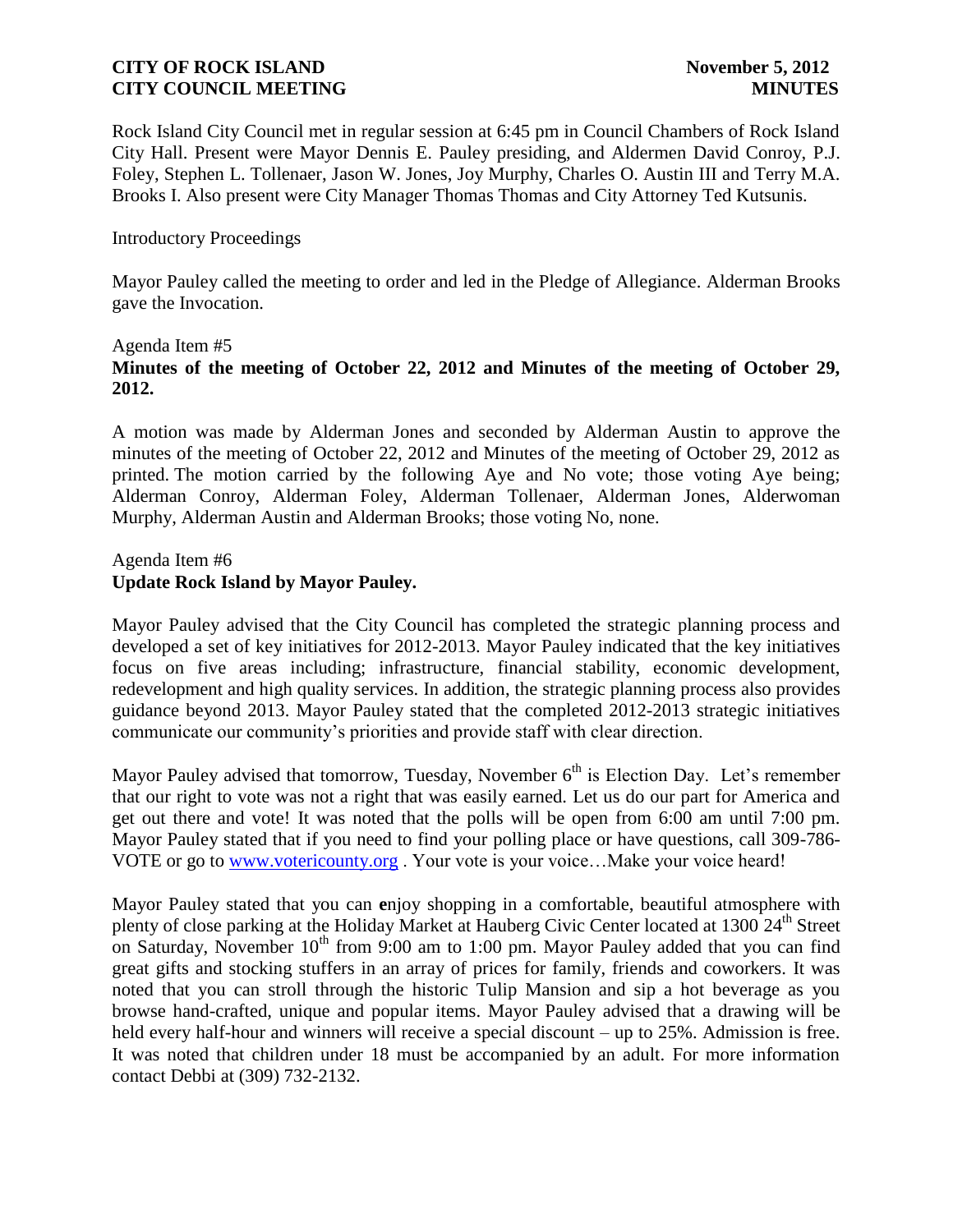Rock Island City Council met in regular session at 6:45 pm in Council Chambers of Rock Island City Hall. Present were Mayor Dennis E. Pauley presiding, and Aldermen David Conroy, P.J. Foley, Stephen L. Tollenaer, Jason W. Jones, Joy Murphy, Charles O. Austin III and Terry M.A. Brooks I. Also present were City Manager Thomas Thomas and City Attorney Ted Kutsunis.

Introductory Proceedings

Mayor Pauley called the meeting to order and led in the Pledge of Allegiance. Alderman Brooks gave the Invocation.

Agenda Item #5

**Minutes of the meeting of October 22, 2012 and Minutes of the meeting of October 29, 2012.**

A motion was made by Alderman Jones and seconded by Alderman Austin to approve the minutes of the meeting of October 22, 2012 and Minutes of the meeting of October 29, 2012 as printed. The motion carried by the following Aye and No vote; those voting Aye being; Alderman Conroy, Alderman Foley, Alderman Tollenaer, Alderman Jones, Alderwoman Murphy, Alderman Austin and Alderman Brooks; those voting No, none.

Agenda Item #6

**Update Rock Island by Mayor Pauley.**

Mayor Pauley advised that the City Council has completed the strategic planning process and developed a set of key initiatives for 2012-2013. Mayor Pauley indicated that the key initiatives focus on five areas including; infrastructure, financial stability, economic development, redevelopment and high quality services. In addition, the strategic planning process also provides guidance beyond 2013. Mayor Pauley stated that the completed 2012-2013 strategic initiatives communicate our community's priorities and provide staff with clear direction.

Mayor Pauley advised that tomorrow, Tuesday, November 6th is Election Day. Let's remember that our right to vote was not a right that was easily earned. Let us do our part for America and get out there and vote! It was noted that the polls will be open from 6:00 am until 7:00 pm. Mayor Pauley stated that if you need to find your polling place or have questions, call 309-786-VOTE or go to www.votericounty.org . Your vote is your voice…Make your voice heard!

Mayor Pauley stated that you can **e**njoy shopping in a comfortable, beautiful atmosphere with plenty of close parking at the Holiday Market at Hauberg Civic Center located at 1300 24th Street on Saturday, November 10th from 9:00 am to 1:00 pm. Mayor Pauley added that you can find great gifts and stocking stuffers in an array of prices for family, friends and coworkers. It was noted that you can stroll through the historic Tulip Mansion and sip a hot beverage as you browse hand-crafted, unique and popular items. Mayor Pauley advised that a drawing will be held every half-hour and winners will receive a special discount – up to 25%. Admission is free. It was noted that children under 18 must be accompanied by an adult. For more information contact Debbi at (309) 732-2132.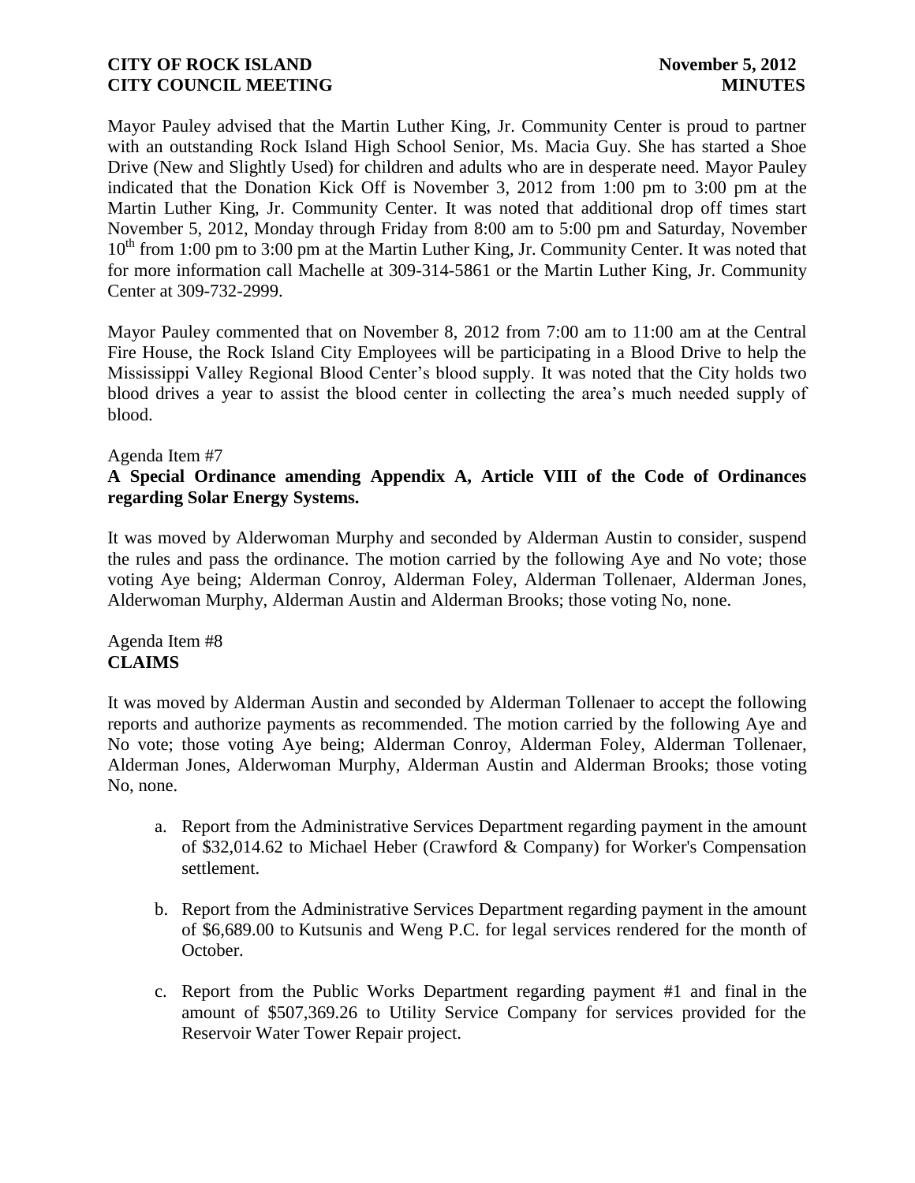Mayor Pauley advised that the Martin Luther King, Jr. Community Center is proud to partner with an outstanding Rock Island High School Senior, Ms. Macia Guy. She has started a Shoe Drive (New and Slightly Used) for children and adults who are in desperate need. Mayor Pauley indicated that the Donation Kick Off is November 3, 2012 from 1:00 pm to 3:00 pm at the Martin Luther King, Jr. Community Center. It was noted that additional drop off times start November 5, 2012, Monday through Friday from 8:00 am to 5:00 pm and Saturday, November 10th from 1:00 pm to 3:00 pm at the Martin Luther King, Jr. Community Center. It was noted that for more information call Machelle at 309-314-5861 or the Martin Luther King, Jr. Community Center at 309-732-2999.

Mayor Pauley commented that on November 8, 2012 from 7:00 am to 11:00 am at the Central Fire House, the Rock Island City Employees will be participating in a Blood Drive to help the Mississippi Valley Regional Blood Center's blood supply. It was noted that the City holds two blood drives a year to assist the blood center in collecting the area's much needed supply of blood.

Agenda Item #7
**A Special Ordinance amending Appendix A, Article VIII of the Code of Ordinances regarding Solar Energy Systems.**

It was moved by Alderwoman Murphy and seconded by Alderman Austin to consider, suspend the rules and pass the ordinance. The motion carried by the following Aye and No vote; those voting Aye being; Alderman Conroy, Alderman Foley, Alderman Tollenaer, Alderman Jones, Alderwoman Murphy, Alderman Austin and Alderman Brooks; those voting No, none.

Agenda Item #8
**CLAIMS**

It was moved by Alderman Austin and seconded by Alderman Tollenaer to accept the following reports and authorize payments as recommended. The motion carried by the following Aye and No vote; those voting Aye being; Alderman Conroy, Alderman Foley, Alderman Tollenaer, Alderman Jones, Alderwoman Murphy, Alderman Austin and Alderman Brooks; those voting No, none.

a. Report from the Administrative Services Department regarding payment in the amount of $32,014.62 to Michael Heber (Crawford & Company) for Worker's Compensation settlement.

b. Report from the Administrative Services Department regarding payment in the amount of $6,689.00 to Kutsunis and Weng P.C. for legal services rendered for the month of October.

c. Report from the Public Works Department regarding payment #1 and final in the amount of $507,369.26 to Utility Service Company for services provided for the Reservoir Water Tower Repair project.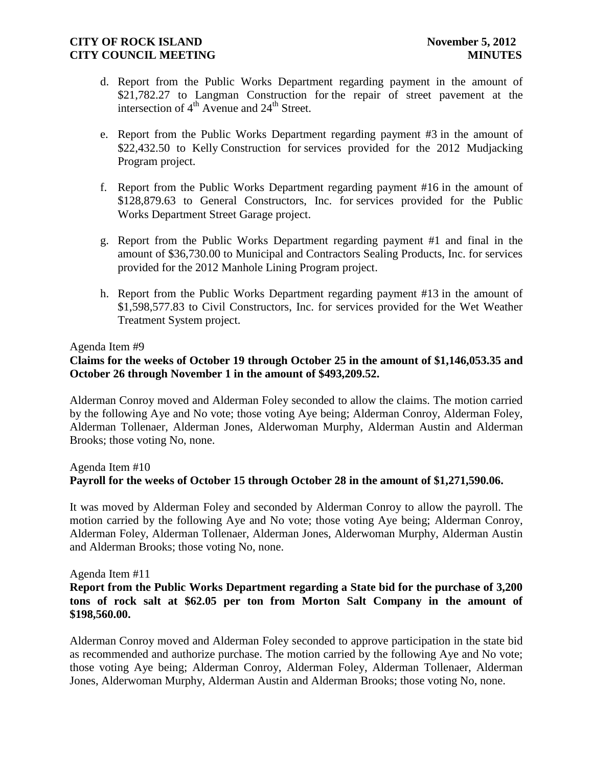d. Report from the Public Works Department regarding payment in the amount of $21,782.27 to Langman Construction for the repair of street pavement at the intersection of 4th Avenue and 24th Street.

e. Report from the Public Works Department regarding payment #3 in the amount of $22,432.50 to Kelly Construction for services provided for the 2012 Mudjacking Program project.

f. Report from the Public Works Department regarding payment #16 in the amount of $128,879.63 to General Constructors, Inc. for services provided for the Public Works Department Street Garage project.

g. Report from the Public Works Department regarding payment #1 and final in the amount of $36,730.00 to Municipal and Contractors Sealing Products, Inc. for services provided for the 2012 Manhole Lining Program project.

h. Report from the Public Works Department regarding payment #13 in the amount of $1,598,577.83 to Civil Constructors, Inc. for services provided for the Wet Weather Treatment System project.

Agenda Item #9
**Claims for the weeks of October 19 through October 25 in the amount of $1,146,053.35 and October 26 through November 1 in the amount of $493,209.52.**

Alderman Conroy moved and Alderman Foley seconded to allow the claims. The motion carried by the following Aye and No vote; those voting Aye being; Alderman Conroy, Alderman Foley, Alderman Tollenaer, Alderman Jones, Alderwoman Murphy, Alderman Austin and Alderman Brooks; those voting No, none.

Agenda Item #10
**Payroll for the weeks of October 15 through October 28 in the amount of $1,271,590.06.**

It was moved by Alderman Foley and seconded by Alderman Conroy to allow the payroll. The motion carried by the following Aye and No vote; those voting Aye being; Alderman Conroy, Alderman Foley, Alderman Tollenaer, Alderman Jones, Alderwoman Murphy, Alderman Austin and Alderman Brooks; those voting No, none.

Agenda Item #11
**Report from the Public Works Department regarding a State bid for the purchase of 3,200 tons of rock salt at $62.05 per ton from Morton Salt Company in the amount of $198,560.00.**

Alderman Conroy moved and Alderman Foley seconded to approve participation in the state bid as recommended and authorize purchase. The motion carried by the following Aye and No vote; those voting Aye being; Alderman Conroy, Alderman Foley, Alderman Tollenaer, Alderman Jones, Alderwoman Murphy, Alderman Austin and Alderman Brooks; those voting No, none.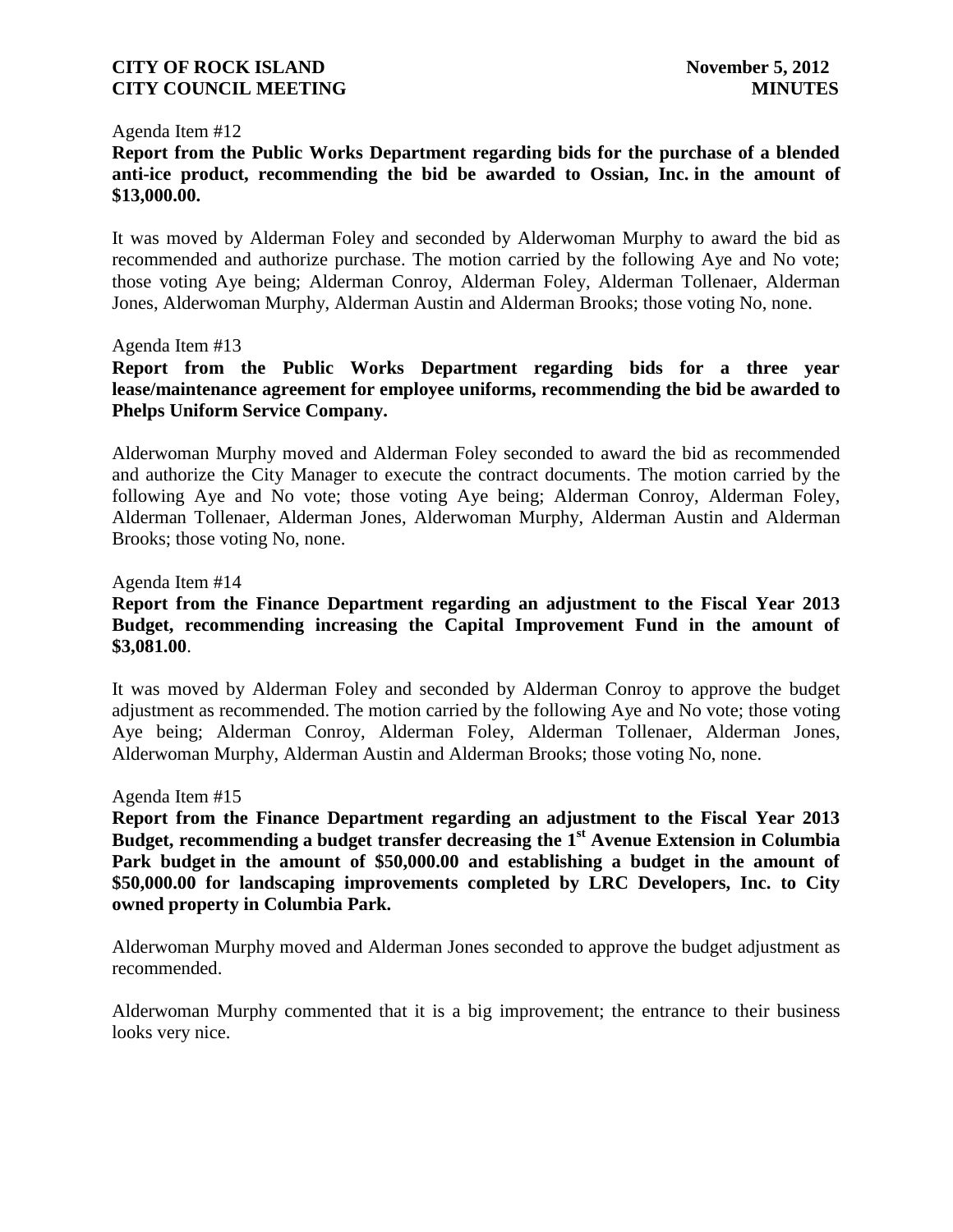Agenda Item #12

**Report from the Public Works Department regarding bids for the purchase of a blended anti-ice product, recommending the bid be awarded to Ossian, Inc. in the amount of $13,000.00.**

It was moved by Alderman Foley and seconded by Alderwoman Murphy to award the bid as recommended and authorize purchase. The motion carried by the following Aye and No vote; those voting Aye being; Alderman Conroy, Alderman Foley, Alderman Tollenaer, Alderman Jones, Alderwoman Murphy, Alderman Austin and Alderman Brooks; those voting No, none.

Agenda Item #13

**Report from the Public Works Department regarding bids for a three year lease/maintenance agreement for employee uniforms, recommending the bid be awarded to Phelps Uniform Service Company.**

Alderwoman Murphy moved and Alderman Foley seconded to award the bid as recommended and authorize the City Manager to execute the contract documents. The motion carried by the following Aye and No vote; those voting Aye being; Alderman Conroy, Alderman Foley, Alderman Tollenaer, Alderman Jones, Alderwoman Murphy, Alderman Austin and Alderman Brooks; those voting No, none.

Agenda Item #14

**Report from the Finance Department regarding an adjustment to the Fiscal Year 2013 Budget, recommending increasing the Capital Improvement Fund in the amount of $3,081.00**.

It was moved by Alderman Foley and seconded by Alderman Conroy to approve the budget adjustment as recommended. The motion carried by the following Aye and No vote; those voting Aye being; Alderman Conroy, Alderman Foley, Alderman Tollenaer, Alderman Jones, Alderwoman Murphy, Alderman Austin and Alderman Brooks; those voting No, none.

Agenda Item #15

**Report from the Finance Department regarding an adjustment to the Fiscal Year 2013 Budget, recommending a budget transfer decreasing the 1st Avenue Extension in Columbia Park budget in the amount of $50,000.00 and establishing a budget in the amount of $50,000.00 for landscaping improvements completed by LRC Developers, Inc. to City owned property in Columbia Park.**

Alderwoman Murphy moved and Alderman Jones seconded to approve the budget adjustment as recommended.

Alderwoman Murphy commented that it is a big improvement; the entrance to their business looks very nice.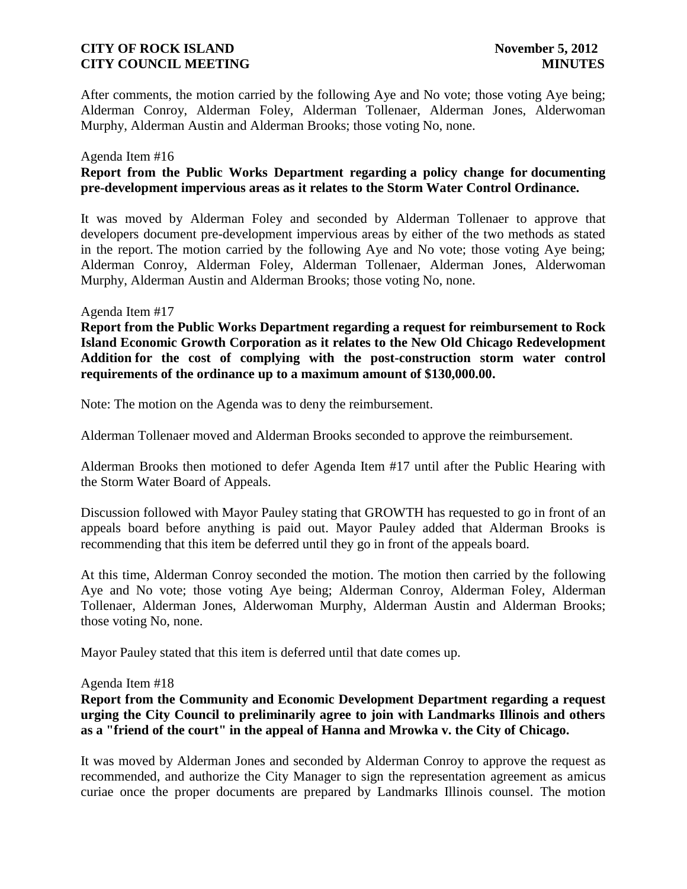After comments, the motion carried by the following Aye and No vote; those voting Aye being; Alderman Conroy, Alderman Foley, Alderman Tollenaer, Alderman Jones, Alderwoman Murphy, Alderman Austin and Alderman Brooks; those voting No, none.

Agenda Item #16

**Report from the Public Works Department regarding a policy change for documenting pre-development impervious areas as it relates to the Storm Water Control Ordinance.**

It was moved by Alderman Foley and seconded by Alderman Tollenaer to approve that developers document pre-development impervious areas by either of the two methods as stated in the report. The motion carried by the following Aye and No vote; those voting Aye being; Alderman Conroy, Alderman Foley, Alderman Tollenaer, Alderman Jones, Alderwoman Murphy, Alderman Austin and Alderman Brooks; those voting No, none.

Agenda Item #17

**Report from the Public Works Department regarding a request for reimbursement to Rock Island Economic Growth Corporation as it relates to the New Old Chicago Redevelopment Addition for the cost of complying with the post-construction storm water control requirements of the ordinance up to a maximum amount of $130,000.00.**

Note: The motion on the Agenda was to deny the reimbursement.

Alderman Tollenaer moved and Alderman Brooks seconded to approve the reimbursement.

Alderman Brooks then motioned to defer Agenda Item #17 until after the Public Hearing with the Storm Water Board of Appeals.

Discussion followed with Mayor Pauley stating that GROWTH has requested to go in front of an appeals board before anything is paid out. Mayor Pauley added that Alderman Brooks is recommending that this item be deferred until they go in front of the appeals board.

At this time, Alderman Conroy seconded the motion. The motion then carried by the following Aye and No vote; those voting Aye being; Alderman Conroy, Alderman Foley, Alderman Tollenaer, Alderman Jones, Alderwoman Murphy, Alderman Austin and Alderman Brooks; those voting No, none.

Mayor Pauley stated that this item is deferred until that date comes up.

Agenda Item #18

**Report from the Community and Economic Development Department regarding a request urging the City Council to preliminarily agree to join with Landmarks Illinois and others as a "friend of the court" in the appeal of Hanna and Mrowka v. the City of Chicago.**

It was moved by Alderman Jones and seconded by Alderman Conroy to approve the request as recommended, and authorize the City Manager to sign the representation agreement as amicus curiae once the proper documents are prepared by Landmarks Illinois counsel. The motion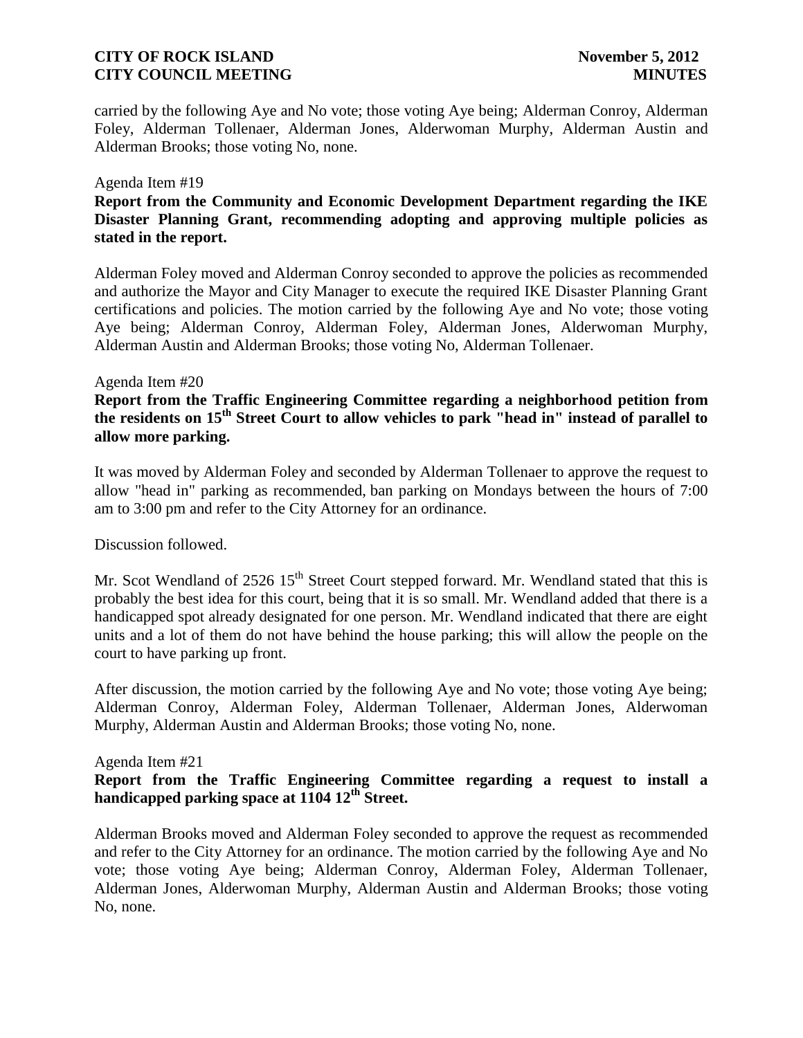carried by the following Aye and No vote; those voting Aye being; Alderman Conroy, Alderman Foley, Alderman Tollenaer, Alderman Jones, Alderwoman Murphy, Alderman Austin and Alderman Brooks; those voting No, none.

Agenda Item #19

**Report from the Community and Economic Development Department regarding the IKE Disaster Planning Grant, recommending adopting and approving multiple policies as stated in the report.**

Alderman Foley moved and Alderman Conroy seconded to approve the policies as recommended and authorize the Mayor and City Manager to execute the required IKE Disaster Planning Grant certifications and policies. The motion carried by the following Aye and No vote; those voting Aye being; Alderman Conroy, Alderman Foley, Alderman Jones, Alderwoman Murphy, Alderman Austin and Alderman Brooks; those voting No, Alderman Tollenaer.

Agenda Item #20

**Report from the Traffic Engineering Committee regarding a neighborhood petition from the residents on 15th Street Court to allow vehicles to park "head in" instead of parallel to allow more parking.**

It was moved by Alderman Foley and seconded by Alderman Tollenaer to approve the request to allow "head in" parking as recommended, ban parking on Mondays between the hours of 7:00 am to 3:00 pm and refer to the City Attorney for an ordinance.

Discussion followed.

Mr. Scot Wendland of 2526 15th Street Court stepped forward. Mr. Wendland stated that this is probably the best idea for this court, being that it is so small. Mr. Wendland added that there is a handicapped spot already designated for one person. Mr. Wendland indicated that there are eight units and a lot of them do not have behind the house parking; this will allow the people on the court to have parking up front.

After discussion, the motion carried by the following Aye and No vote; those voting Aye being; Alderman Conroy, Alderman Foley, Alderman Tollenaer, Alderman Jones, Alderwoman Murphy, Alderman Austin and Alderman Brooks; those voting No, none.

Agenda Item #21

**Report from the Traffic Engineering Committee regarding a request to install a handicapped parking space at 1104 12th Street.**

Alderman Brooks moved and Alderman Foley seconded to approve the request as recommended and refer to the City Attorney for an ordinance. The motion carried by the following Aye and No vote; those voting Aye being; Alderman Conroy, Alderman Foley, Alderman Tollenaer, Alderman Jones, Alderwoman Murphy, Alderman Austin and Alderman Brooks; those voting No, none.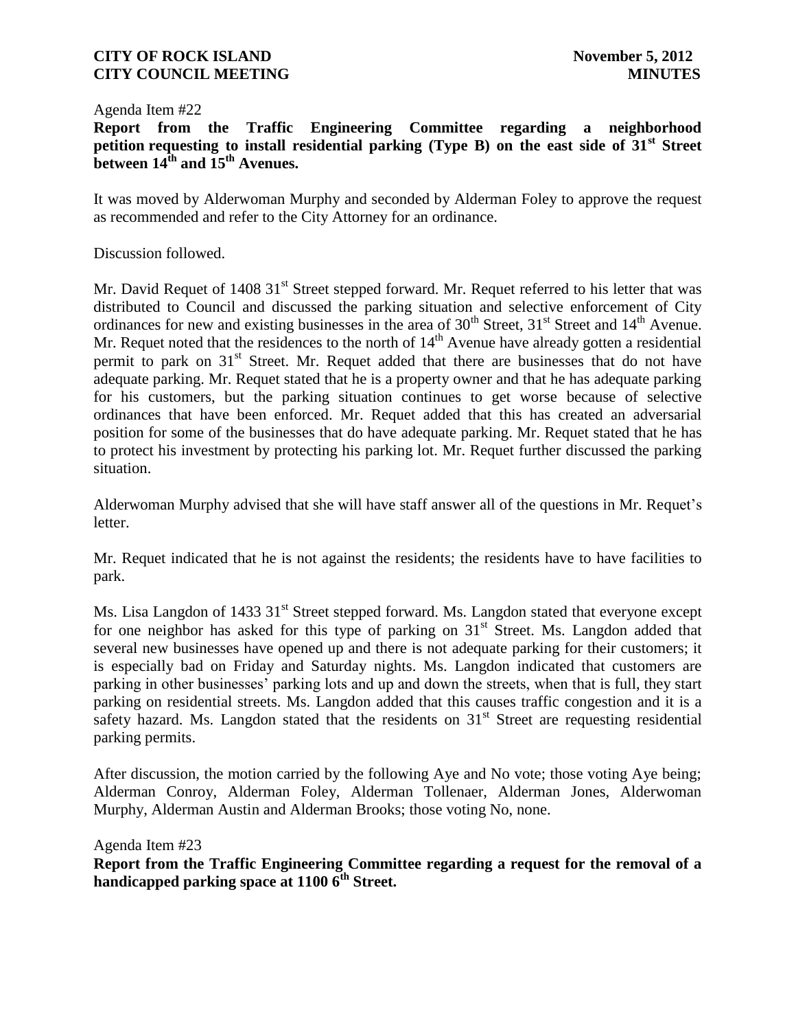Agenda Item #22

**Report from the Traffic Engineering Committee regarding a neighborhood petition requesting to install residential parking (Type B) on the east side of 31st Street between 14th and 15th Avenues.**

It was moved by Alderwoman Murphy and seconded by Alderman Foley to approve the request as recommended and refer to the City Attorney for an ordinance.

Discussion followed.

Mr. David Requet of 1408 31st Street stepped forward. Mr. Requet referred to his letter that was distributed to Council and discussed the parking situation and selective enforcement of City ordinances for new and existing businesses in the area of 30th Street, 31st Street and 14th Avenue. Mr. Requet noted that the residences to the north of 14th Avenue have already gotten a residential permit to park on 31st Street. Mr. Requet added that there are businesses that do not have adequate parking. Mr. Requet stated that he is a property owner and that he has adequate parking for his customers, but the parking situation continues to get worse because of selective ordinances that have been enforced. Mr. Requet added that this has created an adversarial position for some of the businesses that do have adequate parking. Mr. Requet stated that he has to protect his investment by protecting his parking lot. Mr. Requet further discussed the parking situation.

Alderwoman Murphy advised that she will have staff answer all of the questions in Mr. Requet's letter.

Mr. Requet indicated that he is not against the residents; the residents have to have facilities to park.

Ms. Lisa Langdon of 1433 31st Street stepped forward. Ms. Langdon stated that everyone except for one neighbor has asked for this type of parking on 31st Street. Ms. Langdon added that several new businesses have opened up and there is not adequate parking for their customers; it is especially bad on Friday and Saturday nights. Ms. Langdon indicated that customers are parking in other businesses' parking lots and up and down the streets, when that is full, they start parking on residential streets. Ms. Langdon added that this causes traffic congestion and it is a safety hazard. Ms. Langdon stated that the residents on 31st Street are requesting residential parking permits.

After discussion, the motion carried by the following Aye and No vote; those voting Aye being; Alderman Conroy, Alderman Foley, Alderman Tollenaer, Alderman Jones, Alderwoman Murphy, Alderman Austin and Alderman Brooks; those voting No, none.

Agenda Item #23

**Report from the Traffic Engineering Committee regarding a request for the removal of a handicapped parking space at 1100 6th Street.**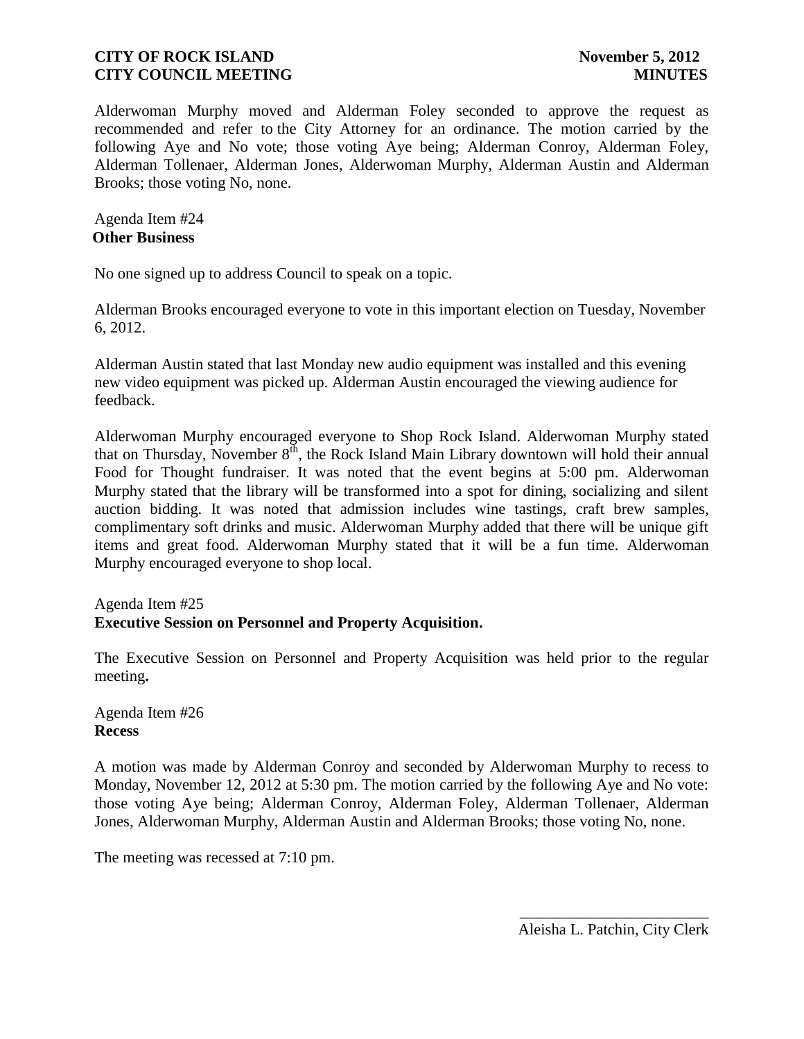Alderwoman Murphy moved and Alderman Foley seconded to approve the request as recommended and refer to the City Attorney for an ordinance. The motion carried by the following Aye and No vote; those voting Aye being; Alderman Conroy, Alderman Foley, Alderman Tollenaer, Alderman Jones, Alderwoman Murphy, Alderman Austin and Alderman Brooks; those voting No, none.

Agenda Item #24
**Other Business**

No one signed up to address Council to speak on a topic.

Alderman Brooks encouraged everyone to vote in this important election on Tuesday, November 6, 2012.

Alderman Austin stated that last Monday new audio equipment was installed and this evening new video equipment was picked up. Alderman Austin encouraged the viewing audience for feedback.

Alderwoman Murphy encouraged everyone to Shop Rock Island. Alderwoman Murphy stated that on Thursday, November 8th, the Rock Island Main Library downtown will hold their annual Food for Thought fundraiser. It was noted that the event begins at 5:00 pm. Alderwoman Murphy stated that the library will be transformed into a spot for dining, socializing and silent auction bidding. It was noted that admission includes wine tastings, craft brew samples, complimentary soft drinks and music. Alderwoman Murphy added that there will be unique gift items and great food. Alderwoman Murphy stated that it will be a fun time. Alderwoman Murphy encouraged everyone to shop local.

Agenda Item #25
**Executive Session on Personnel and Property Acquisition.**

The Executive Session on Personnel and Property Acquisition was held prior to the regular meeting**.**

Agenda Item #26
**Recess**

A motion was made by Alderman Conroy and seconded by Alderwoman Murphy to recess to Monday, November 12, 2012 at 5:30 pm. The motion carried by the following Aye and No vote: those voting Aye being; Alderman Conroy, Alderman Foley, Alderman Tollenaer, Alderman Jones, Alderwoman Murphy, Alderman Austin and Alderman Brooks; those voting No, none.

The meeting was recessed at 7:10 pm.

\_\_\_\_\_\_\_\_\_\_\_\_\_\_\_\_\_\_\_\_\_\_\_\_\_

Aleisha L. Patchin, City Clerk